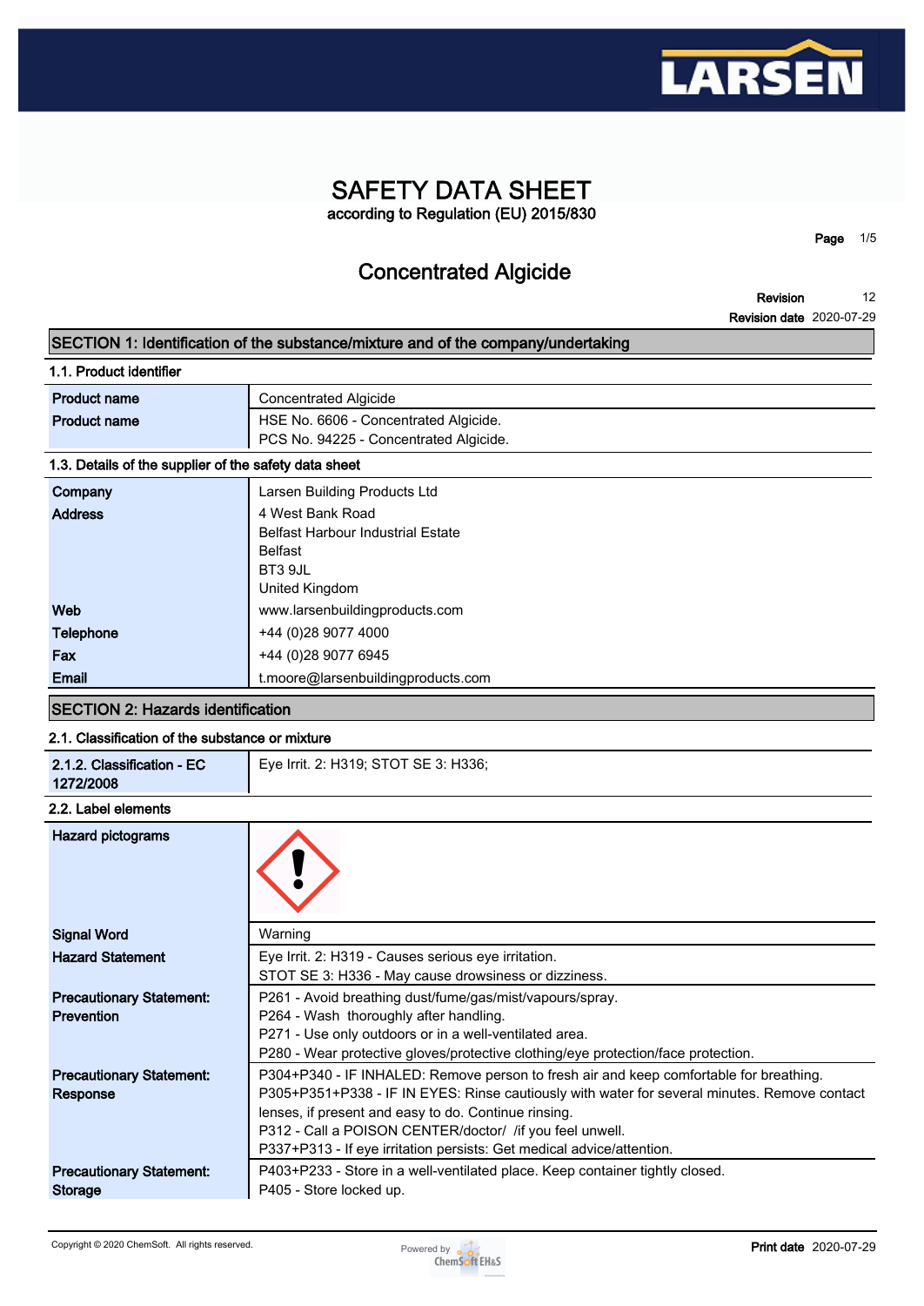# SAFETY DATA SHEET

according to Regulation (EU) 2015/830

## Concentrated Algicide

**Revision** 12
**Revision date** 2020-07-29

## SECTION 1: Identification of the substance/mixture and of the company/undertaking

### 1.1. Product identifier

| | |
|---|---|
| **Product name** | Concentrated Algicide |
| **Product name** | HSE No. 6606 - Concentrated Algicide.<br>PCS No. 94225 - Concentrated Algicide. |

### 1.3. Details of the supplier of the safety data sheet

| | |
|---|---|
| **Company** | Larsen Building Products Ltd |
| **Address** | 4 West Bank Road<br>Belfast Harbour Industrial Estate<br>Belfast<br>BT3 9JL<br>United Kingdom |
| **Web** | www.larsenbuildingproducts.com |
| **Telephone** | +44 (0)28 9077 4000 |
| **Fax** | +44 (0)28 9077 6945 |
| **Email** | t.moore@larsenbuildingproducts.com |

## SECTION 2: Hazards identification

### 2.1. Classification of the substance or mixture

| | |
|---|---|
| **2.1.2. Classification - EC 1272/2008** | Eye Irrit. 2: H319; STOT SE 3: H336; |

### 2.2. Label elements

| | |
|---|---|
| **Hazard pictograms** | |
| **Signal Word** | Warning |
| **Hazard Statement** | Eye Irrit. 2: H319 - Causes serious eye irritation.<br>STOT SE 3: H336 - May cause drowsiness or dizziness. |
| **Precautionary Statement: Prevention** | P261 - Avoid breathing dust/fume/gas/mist/vapours/spray.<br>P264 - Wash thoroughly after handling.<br>P271 - Use only outdoors or in a well-ventilated area.<br>P280 - Wear protective gloves/protective clothing/eye protection/face protection. |
| **Precautionary Statement: Response** | P304+P340 - IF INHALED: Remove person to fresh air and keep comfortable for breathing.<br>P305+P351+P338 - IF IN EYES: Rinse cautiously with water for several minutes. Remove contact lenses, if present and easy to do. Continue rinsing.<br>P312 - Call a POISON CENTER/doctor/ /if you feel unwell.<br>P337+P313 - If eye irritation persists: Get medical advice/attention. |
| **Precautionary Statement: Storage** | P403+P233 - Store in a well-ventilated place. Keep container tightly closed.<br>P405 - Store locked up. |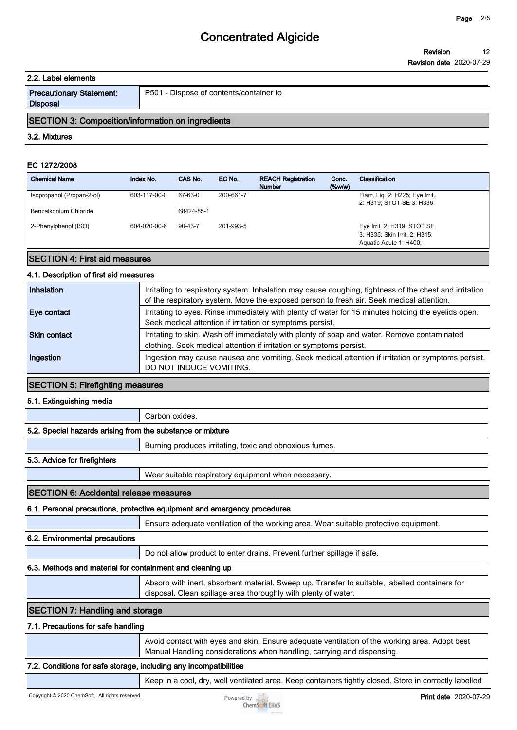### 2.2. Label elements

| | |
|---|---|
| **Precautionary Statement: Disposal** | P501 - Dispose of contents/container to |

## SECTION 3: Composition/information on ingredients

### 3.2. Mixtures

**EC 1272/2008**

| Chemical Name | Index No. | CAS No. | EC No. | REACH Registration Number | Conc. (%w/w) | Classification |
|---|---|---|---|---|---|---|
| Isopropanol (Propan-2-ol) | 603-117-00-0 | 67-63-0 | 200-661-7 | | | Flam. Liq. 2: H225; Eye Irrit. 2: H319; STOT SE 3: H336; |
| Benzalkonium Chloride | | 68424-85-1 | | | | |
| 2-Phenylphenol (ISO) | 604-020-00-6 | 90-43-7 | 201-993-5 | | | Eye Irrit. 2: H319; STOT SE 3: H335; Skin Irrit. 2: H315; Aquatic Acute 1: H400; |

## SECTION 4: First aid measures

### 4.1. Description of first aid measures

| | |
|---|---|
| **Inhalation** | Irritating to respiratory system. Inhalation may cause coughing, tightness of the chest and irritation of the respiratory system. Move the exposed person to fresh air. Seek medical attention. |
| **Eye contact** | Irritating to eyes. Rinse immediately with plenty of water for 15 minutes holding the eyelids open. Seek medical attention if irritation or symptoms persist. |
| **Skin contact** | Irritating to skin. Wash off immediately with plenty of soap and water. Remove contaminated clothing. Seek medical attention if irritation or symptoms persist. |
| **Ingestion** | Ingestion may cause nausea and vomiting. Seek medical attention if irritation or symptoms persist. DO NOT INDUCE VOMITING. |

## SECTION 5: Firefighting measures

### 5.1. Extinguishing media

Carbon oxides.

### 5.2. Special hazards arising from the substance or mixture

Burning produces irritating, toxic and obnoxious fumes.

### 5.3. Advice for firefighters

Wear suitable respiratory equipment when necessary.

## SECTION 6: Accidental release measures

### 6.1. Personal precautions, protective equipment and emergency procedures

Ensure adequate ventilation of the working area. Wear suitable protective equipment.

### 6.2. Environmental precautions

Do not allow product to enter drains. Prevent further spillage if safe.

### 6.3. Methods and material for containment and cleaning up

Absorb with inert, absorbent material. Sweep up. Transfer to suitable, labelled containers for disposal. Clean spillage area thoroughly with plenty of water.

## SECTION 7: Handling and storage

### 7.1. Precautions for safe handling

Avoid contact with eyes and skin. Ensure adequate ventilation of the working area. Adopt best Manual Handling considerations when handling, carrying and dispensing.

### 7.2. Conditions for safe storage, including any incompatibilities

Keep in a cool, dry, well ventilated area. Keep containers tightly closed. Store in correctly labelled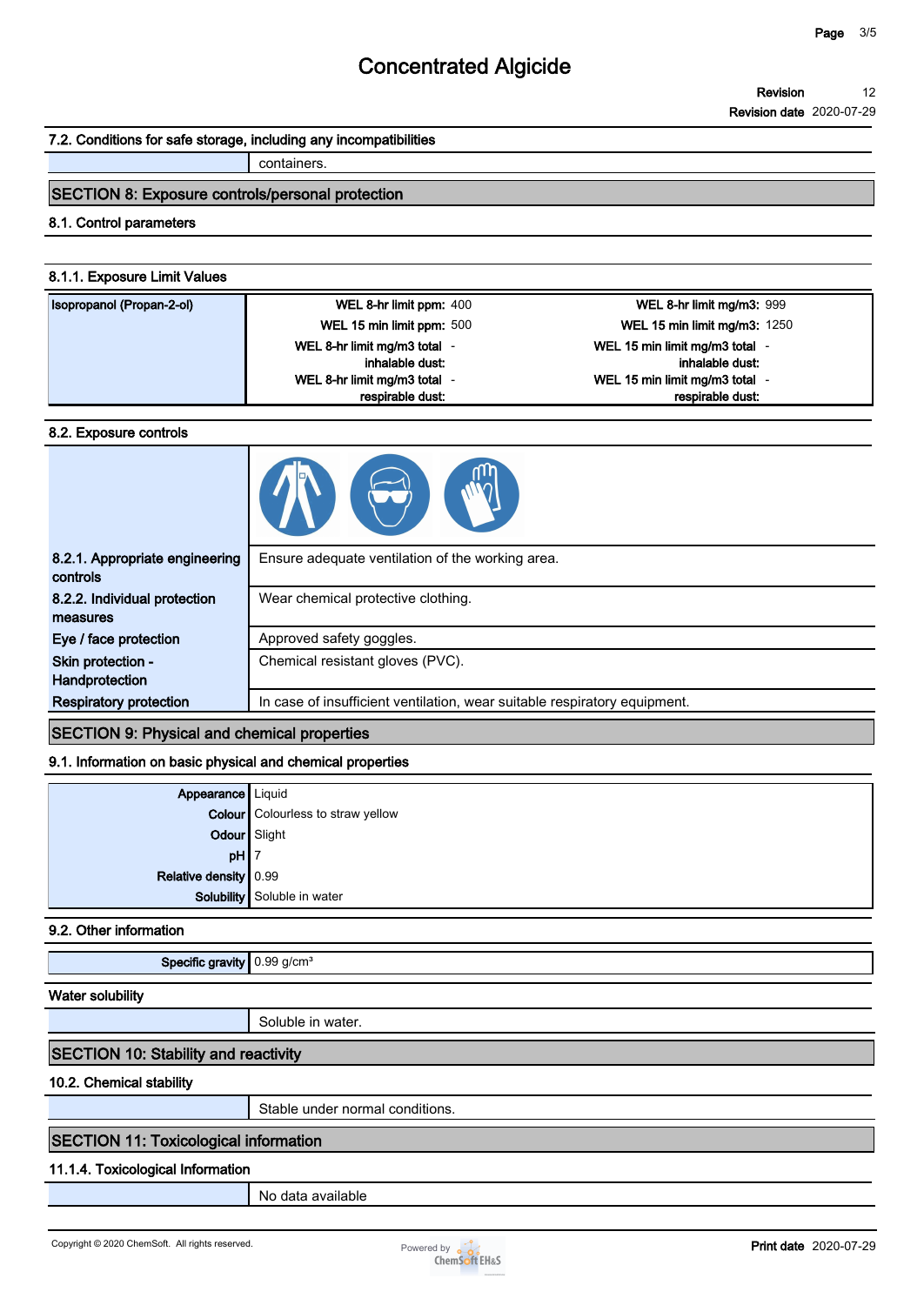### 7.2. Conditions for safe storage, including any incompatibilities

| | |
|---|---|
| | containers. |

## SECTION 8: Exposure controls/personal protection

### 8.1. Control parameters

#### 8.1.1. Exposure Limit Values

| | | | | |
|---|---|---|---|---|
| **Isopropanol (Propan-2-ol)** | **WEL 8-hr limit ppm:** | 400 | **WEL 8-hr limit mg/m3:** | 999 |
| | **WEL 15 min limit ppm:** | 500 | **WEL 15 min limit mg/m3:** | 1250 |
| | **WEL 8-hr limit mg/m3 total inhalable dust:** | - | **WEL 15 min limit mg/m3 total inhalable dust:** | - |
| | **WEL 8-hr limit mg/m3 total respirable dust:** | - | **WEL 15 min limit mg/m3 total respirable dust:** | - |

### 8.2. Exposure controls

| | |
|---|---|
| **8.2.1. Appropriate engineering controls** | Ensure adequate ventilation of the working area. |
| **8.2.2. Individual protection measures** | Wear chemical protective clothing. |
| **Eye / face protection** | Approved safety goggles. |
| **Skin protection - Handprotection** | Chemical resistant gloves (PVC). |
| **Respiratory protection** | In case of insufficient ventilation, wear suitable respiratory equipment. |

## SECTION 9: Physical and chemical properties

### 9.1. Information on basic physical and chemical properties

| | |
|---|---|
| **Appearance** | Liquid |
| **Colour** | Colourless to straw yellow |
| **Odour** | Slight |
| **pH** | 7 |
| **Relative density** | 0.99 |
| **Solubility** | Soluble in water |

### 9.2. Other information

| | |
|---|---|
| **Specific gravity** | 0.99 g/cm³ |

**Water solubility**

| | |
|---|---|
| | Soluble in water. |

## SECTION 10: Stability and reactivity

### 10.2. Chemical stability

| | |
|---|---|
| | Stable under normal conditions. |

## SECTION 11: Toxicological information

### 11.1.4. Toxicological Information

| | |
|---|---|
| | No data available |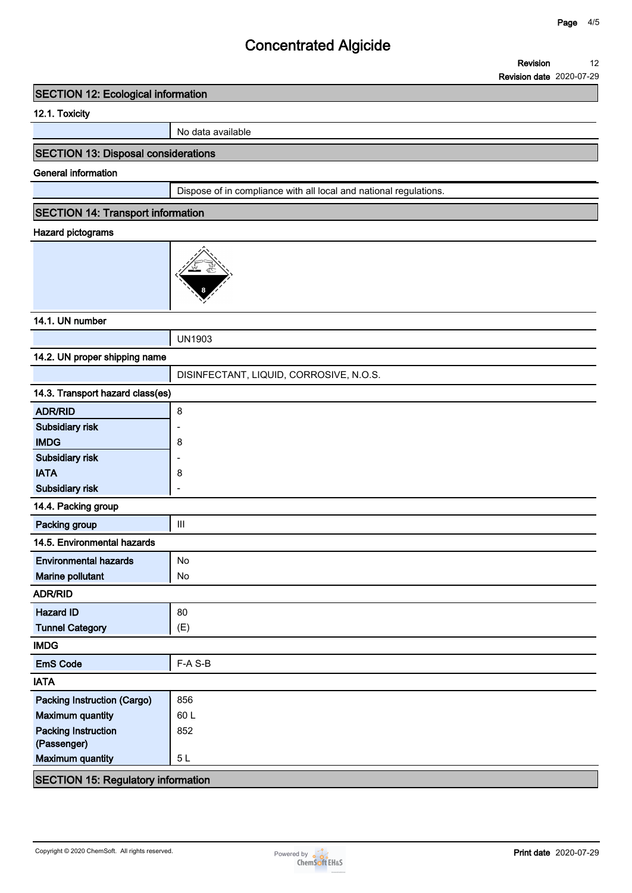# Concentrated Algicide

**Revision** 12
**Revision date** 2020-07-29

## SECTION 12: Ecological information

### 12.1. Toxicity

| | |
|---|---|
| | No data available |

## SECTION 13: Disposal considerations

### General information

| | |
|---|---|
| | Dispose of in compliance with all local and national regulations. |

## SECTION 14: Transport information

### Hazard pictograms

### 14.1. UN number

| | |
|---|---|
| | UN1903 |

### 14.2. UN proper shipping name

| | |
|---|---|
| | DISINFECTANT, LIQUID, CORROSIVE, N.O.S. |

### 14.3. Transport hazard class(es)

| | |
|---|---|
| **ADR/RID** | 8 |
| **Subsidiary risk** | - |
| **IMDG** | 8 |
| **Subsidiary risk** | - |
| **IATA** | 8 |
| **Subsidiary risk** | - |

### 14.4. Packing group

| | |
|---|---|
| **Packing group** | III |

### 14.5. Environmental hazards

| | |
|---|---|
| **Environmental hazards** | No |
| **Marine pollutant** | No |

### ADR/RID

| | |
|---|---|
| **Hazard ID** | 80 |
| **Tunnel Category** | (E) |

### IMDG

| | |
|---|---|
| **EmS Code** | F-A S-B |

### IATA

| | |
|---|---|
| **Packing Instruction (Cargo)** | 856 |
| **Maximum quantity** | 60 L |
| **Packing Instruction (Passenger)** | 852 |
| **Maximum quantity** | 5 L |

## SECTION 15: Regulatory information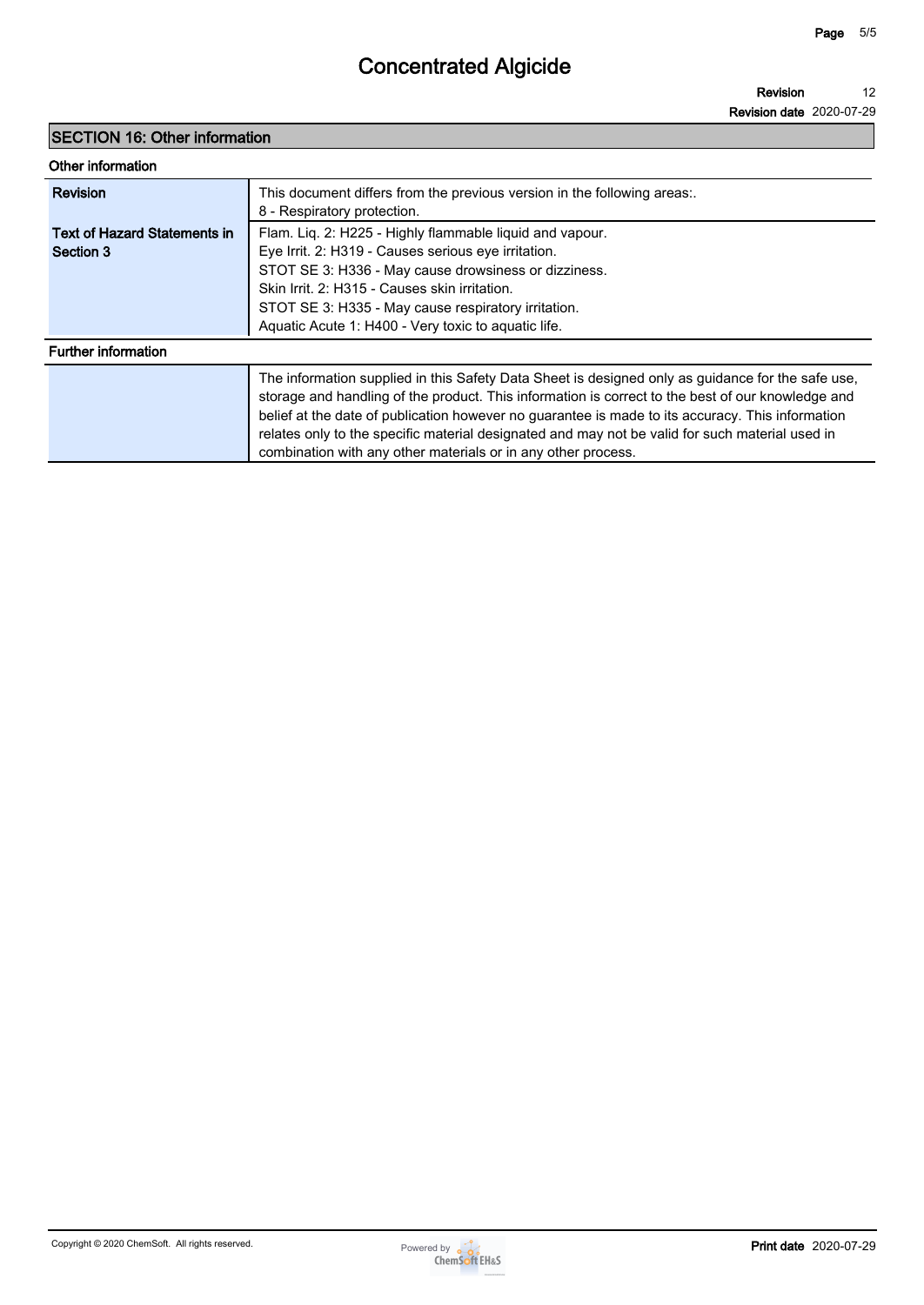## SECTION 16: Other information

### Other information

| | |
|---|---|
| **Revision** | This document differs from the previous version in the following areas:.<br>8 - Respiratory protection. |
| **Text of Hazard Statements in Section 3** | Flam. Liq. 2: H225 - Highly flammable liquid and vapour.<br>Eye Irrit. 2: H319 - Causes serious eye irritation.<br>STOT SE 3: H336 - May cause drowsiness or dizziness.<br>Skin Irrit. 2: H315 - Causes skin irritation.<br>STOT SE 3: H335 - May cause respiratory irritation.<br>Aquatic Acute 1: H400 - Very toxic to aquatic life. |

### Further information

| | |
|---|---|
| | The information supplied in this Safety Data Sheet is designed only as guidance for the safe use, storage and handling of the product. This information is correct to the best of our knowledge and belief at the date of publication however no guarantee is made to its accuracy. This information relates only to the specific material designated and may not be valid for such material used in combination with any other materials or in any other process. |